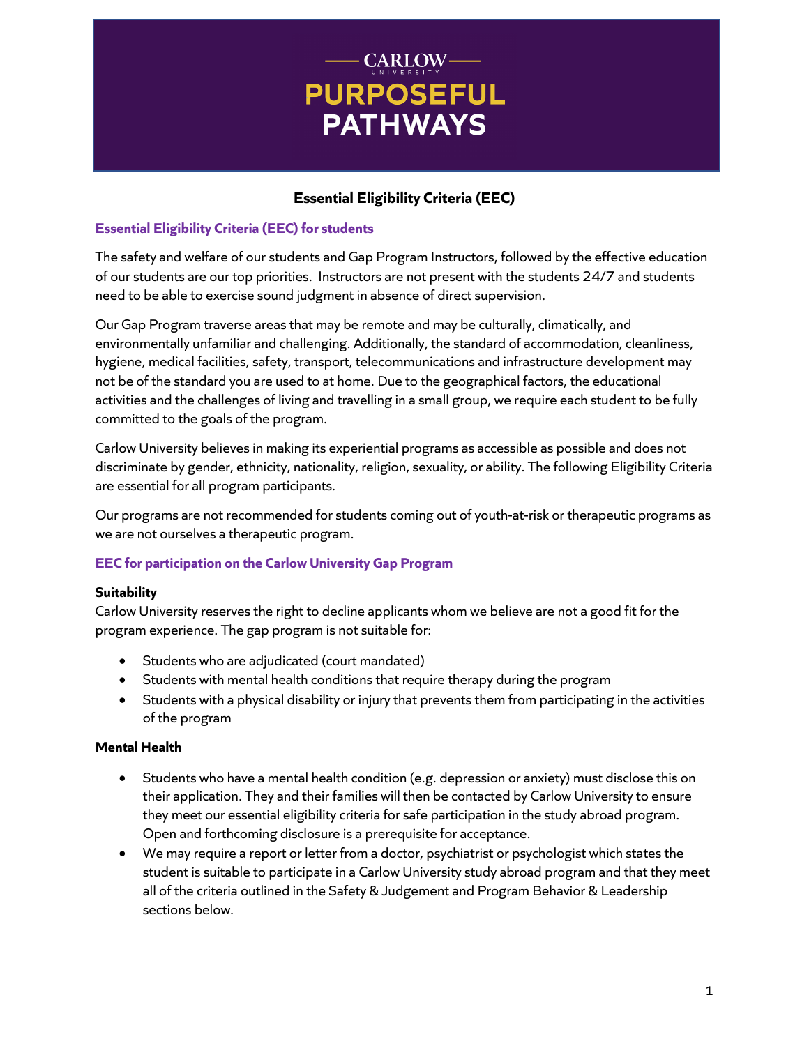# CARLOW UNIVERSITY
# PURPOSEFUL PATHWAYS

## Essential Eligibility Criteria (EEC)

### Essential Eligibility Criteria (EEC) for students

The safety and welfare of our students and Gap Program Instructors, followed by the effective education of our students are our top priorities. Instructors are not present with the students 24/7 and students need to be able to exercise sound judgment in absence of direct supervision.

Our Gap Program traverse areas that may be remote and may be culturally, climatically, and environmentally unfamiliar and challenging. Additionally, the standard of accommodation, cleanliness, hygiene, medical facilities, safety, transport, telecommunications and infrastructure development may not be of the standard you are used to at home. Due to the geographical factors, the educational activities and the challenges of living and travelling in a small group, we require each student to be fully committed to the goals of the program.

Carlow University believes in making its experiential programs as accessible as possible and does not discriminate by gender, ethnicity, nationality, religion, sexuality, or ability. The following Eligibility Criteria are essential for all program participants.

Our programs are not recommended for students coming out of youth-at-risk or therapeutic programs as we are not ourselves a therapeutic program.

### EEC for participation on the Carlow University Gap Program

**Suitability**

Carlow University reserves the right to decline applicants whom we believe are not a good fit for the program experience. The gap program is not suitable for:

- Students who are adjudicated (court mandated)
- Students with mental health conditions that require therapy during the program
- Students with a physical disability or injury that prevents them from participating in the activities of the program

**Mental Health**

- Students who have a mental health condition (e.g. depression or anxiety) must disclose this on their application. They and their families will then be contacted by Carlow University to ensure they meet our essential eligibility criteria for safe participation in the study abroad program. Open and forthcoming disclosure is a prerequisite for acceptance.
- We may require a report or letter from a doctor, psychiatrist or psychologist which states the student is suitable to participate in a Carlow University study abroad program and that they meet all of the criteria outlined in the Safety & Judgement and Program Behavior & Leadership sections below.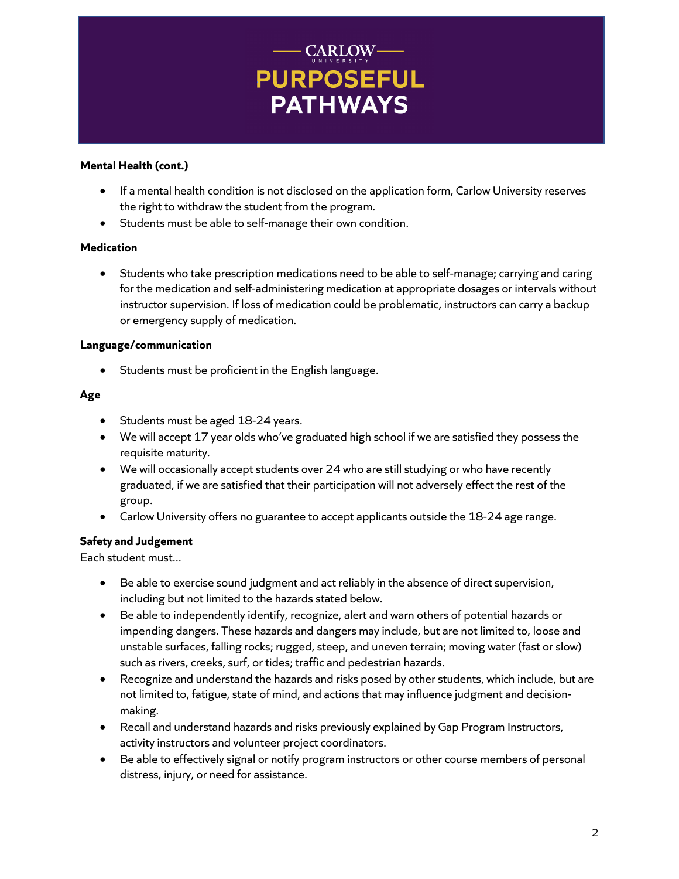**Mental Health (cont.)**

- If a mental health condition is not disclosed on the application form, Carlow University reserves the right to withdraw the student from the program.
- Students must be able to self-manage their own condition.

**Medication**

- Students who take prescription medications need to be able to self-manage; carrying and caring for the medication and self-administering medication at appropriate dosages or intervals without instructor supervision. If loss of medication could be problematic, instructors can carry a backup or emergency supply of medication.

**Language/communication**

- Students must be proficient in the English language.

**Age**

- Students must be aged 18-24 years.
- We will accept 17 year olds who've graduated high school if we are satisfied they possess the requisite maturity.
- We will occasionally accept students over 24 who are still studying or who have recently graduated, if we are satisfied that their participation will not adversely effect the rest of the group.
- Carlow University offers no guarantee to accept applicants outside the 18-24 age range.

**Safety and Judgement**

Each student must...

- Be able to exercise sound judgment and act reliably in the absence of direct supervision, including but not limited to the hazards stated below.
- Be able to independently identify, recognize, alert and warn others of potential hazards or impending dangers. These hazards and dangers may include, but are not limited to, loose and unstable surfaces, falling rocks; rugged, steep, and uneven terrain; moving water (fast or slow) such as rivers, creeks, surf, or tides; traffic and pedestrian hazards.
- Recognize and understand the hazards and risks posed by other students, which include, but are not limited to, fatigue, state of mind, and actions that may influence judgment and decision-making.
- Recall and understand hazards and risks previously explained by Gap Program Instructors, activity instructors and volunteer project coordinators.
- Be able to effectively signal or notify program instructors or other course members of personal distress, injury, or need for assistance.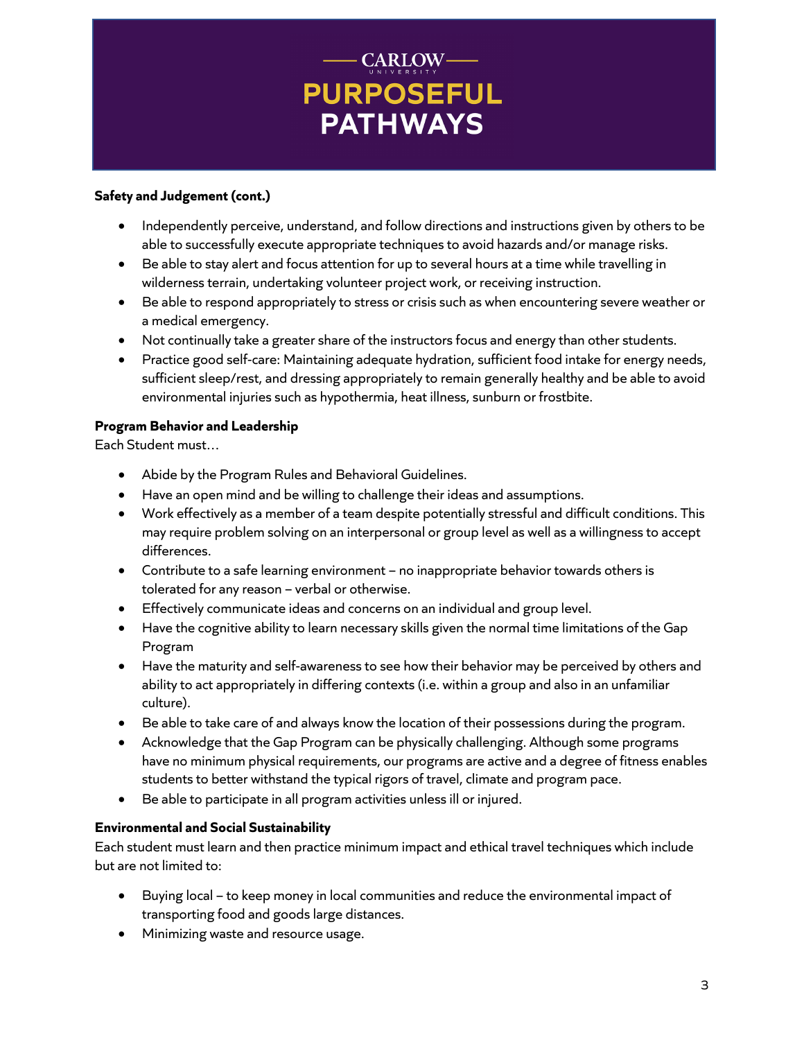**Safety and Judgement (cont.)**

- Independently perceive, understand, and follow directions and instructions given by others to be able to successfully execute appropriate techniques to avoid hazards and/or manage risks.
- Be able to stay alert and focus attention for up to several hours at a time while travelling in wilderness terrain, undertaking volunteer project work, or receiving instruction.
- Be able to respond appropriately to stress or crisis such as when encountering severe weather or a medical emergency.
- Not continually take a greater share of the instructors focus and energy than other students.
- Practice good self-care: Maintaining adequate hydration, sufficient food intake for energy needs, sufficient sleep/rest, and dressing appropriately to remain generally healthy and be able to avoid environmental injuries such as hypothermia, heat illness, sunburn or frostbite.

**Program Behavior and Leadership**

Each Student must…

- Abide by the Program Rules and Behavioral Guidelines.
- Have an open mind and be willing to challenge their ideas and assumptions.
- Work effectively as a member of a team despite potentially stressful and difficult conditions. This may require problem solving on an interpersonal or group level as well as a willingness to accept differences.
- Contribute to a safe learning environment – no inappropriate behavior towards others is tolerated for any reason – verbal or otherwise.
- Effectively communicate ideas and concerns on an individual and group level.
- Have the cognitive ability to learn necessary skills given the normal time limitations of the Gap Program
- Have the maturity and self-awareness to see how their behavior may be perceived by others and ability to act appropriately in differing contexts (i.e. within a group and also in an unfamiliar culture).
- Be able to take care of and always know the location of their possessions during the program.
- Acknowledge that the Gap Program can be physically challenging. Although some programs have no minimum physical requirements, our programs are active and a degree of fitness enables students to better withstand the typical rigors of travel, climate and program pace.
- Be able to participate in all program activities unless ill or injured.

**Environmental and Social Sustainability**

Each student must learn and then practice minimum impact and ethical travel techniques which include but are not limited to:

- Buying local – to keep money in local communities and reduce the environmental impact of transporting food and goods large distances.
- Minimizing waste and resource usage.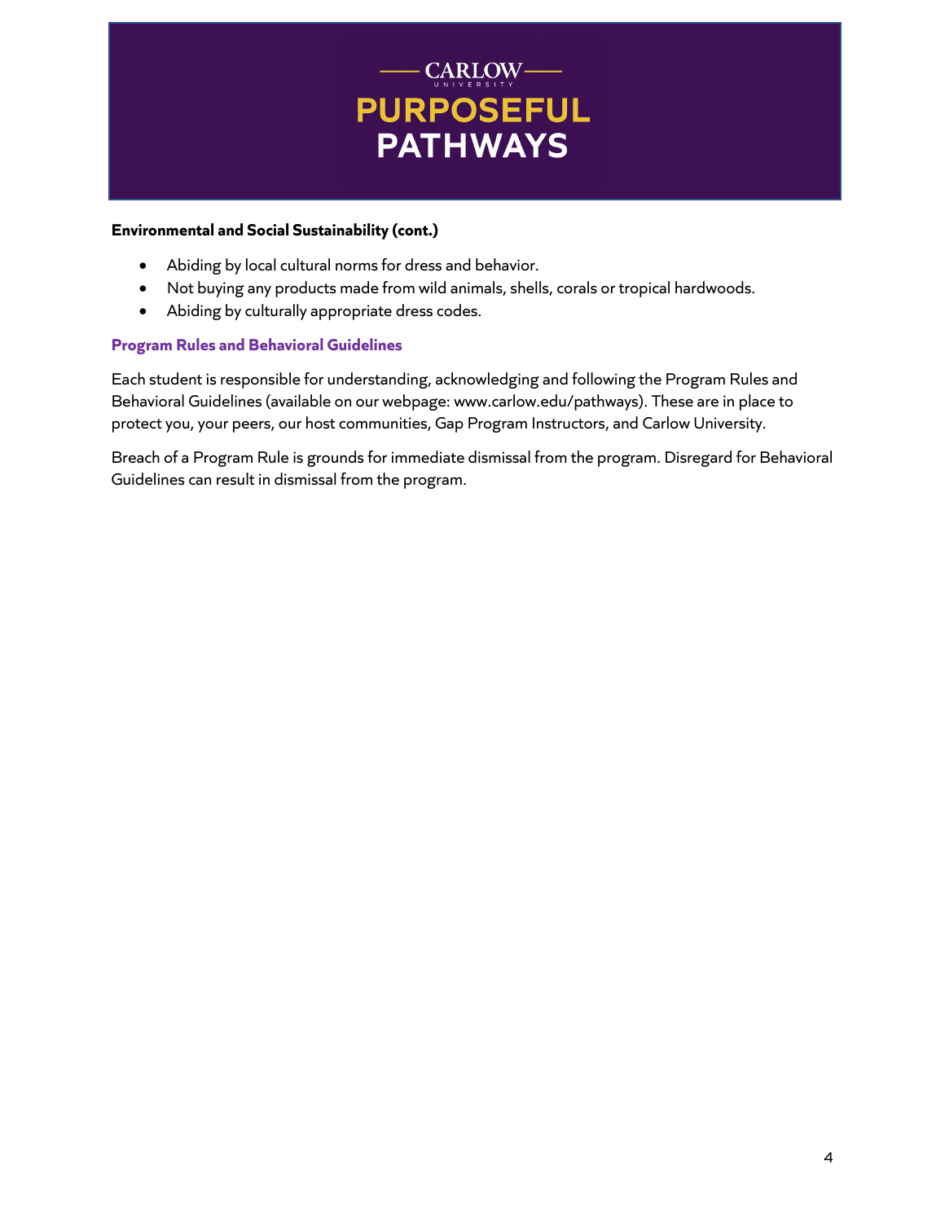**Environmental and Social Sustainability (cont.)**

- Abiding by local cultural norms for dress and behavior.
- Not buying any products made from wild animals, shells, corals or tropical hardwoods.
- Abiding by culturally appropriate dress codes.

## Program Rules and Behavioral Guidelines

Each student is responsible for understanding, acknowledging and following the Program Rules and Behavioral Guidelines (available on our webpage: www.carlow.edu/pathways). These are in place to protect you, your peers, our host communities, Gap Program Instructors, and Carlow University.

Breach of a Program Rule is grounds for immediate dismissal from the program. Disregard for Behavioral Guidelines can result in dismissal from the program.